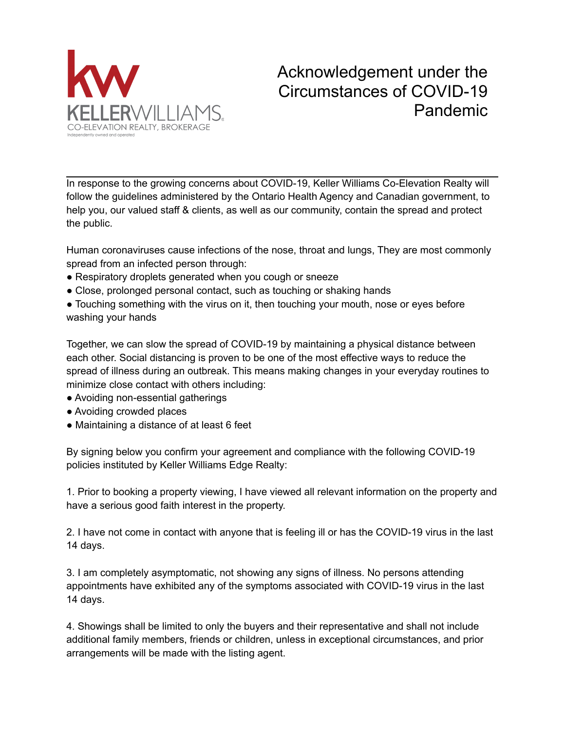KELLERWILLIAMS

CO-ELEVATION REALTY, BROKERAGE

Independently owned and operated

# Acknowledgement under the Circumstances of COVID-19 Pandemic

In response to the growing concerns about COVID-19, Keller Williams Co-Elevation Realty will follow the guidelines administered by the Ontario Health Agency and Canadian government, to help you, our valued staff & clients, as well as our community, contain the spread and protect the public.

Human coronaviruses cause infections of the nose, throat and lungs, They are most commonly spread from an infected person through:

- Respiratory droplets generated when you cough or sneeze
- Close, prolonged personal contact, such as touching or shaking hands
- Touching something with the virus on it, then touching your mouth, nose or eyes before washing your hands

Together, we can slow the spread of COVID-19 by maintaining a physical distance between each other. Social distancing is proven to be one of the most effective ways to reduce the spread of illness during an outbreak. This means making changes in your everyday routines to minimize close contact with others including:

- Avoiding non-essential gatherings
- Avoiding crowded places
- Maintaining a distance of at least 6 feet

By signing below you confirm your agreement and compliance with the following COVID-19 policies instituted by Keller Williams Edge Realty:

1. Prior to booking a property viewing, I have viewed all relevant information on the property and have a serious good faith interest in the property.

2. I have not come in contact with anyone that is feeling ill or has the COVID-19 virus in the last 14 days.

3. I am completely asymptomatic, not showing any signs of illness. No persons attending appointments have exhibited any of the symptoms associated with COVID-19 virus in the last 14 days.

4. Showings shall be limited to only the buyers and their representative and shall not include additional family members, friends or children, unless in exceptional circumstances, and prior arrangements will be made with the listing agent.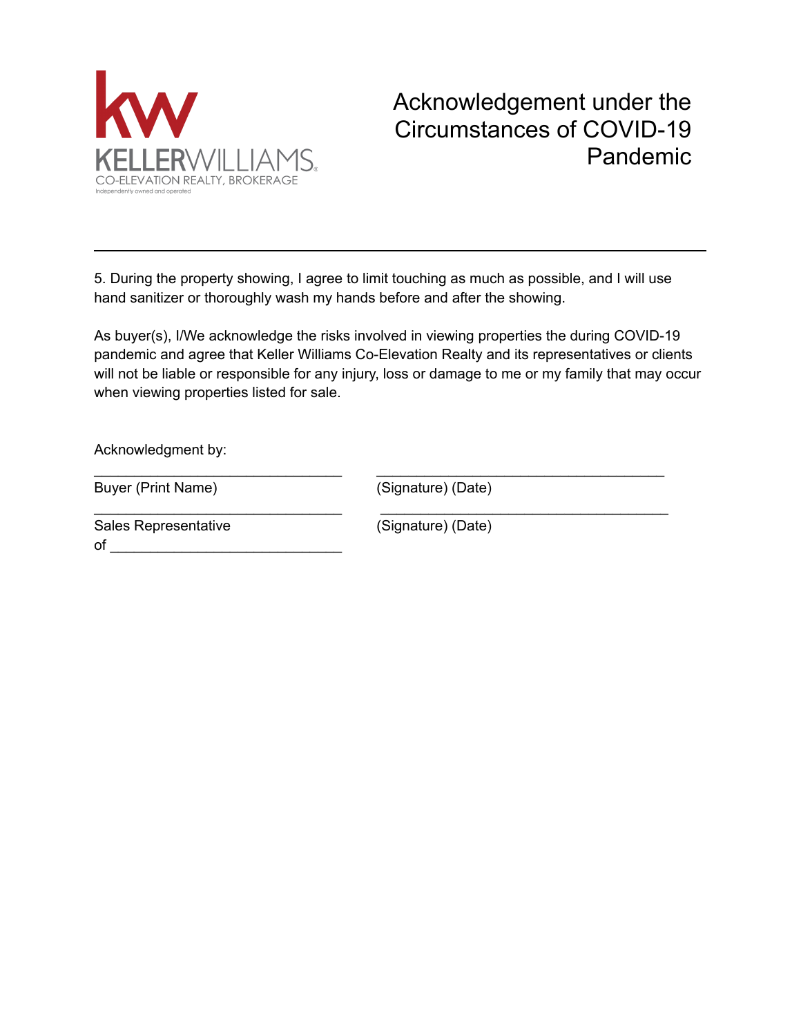# Acknowledgement under the Circumstances of COVID-19 Pandemic

KELLERWILLIAMS

CO-ELEVATION REALTY, BROKERAGE

Independently owned and operated

---

5. During the property showing, I agree to limit touching as much as possible, and I will use hand sanitizer or thoroughly wash my hands before and after the showing.

As buyer(s), I/We acknowledge the risks involved in viewing properties the during COVID-19 pandemic and agree that Keller Williams Co-Elevation Realty and its representatives or clients will not be liable or responsible for any injury, loss or damage to me or my family that may occur when viewing properties listed for sale.

Acknowledgment by:

| | |
|---|---|
| ______________________________ | ______________________________ |
| Buyer (Print Name) | (Signature) (Date) |
| ______________________________ | ______________________________ |
| Sales Representative of ______________________________ | (Signature) (Date) |